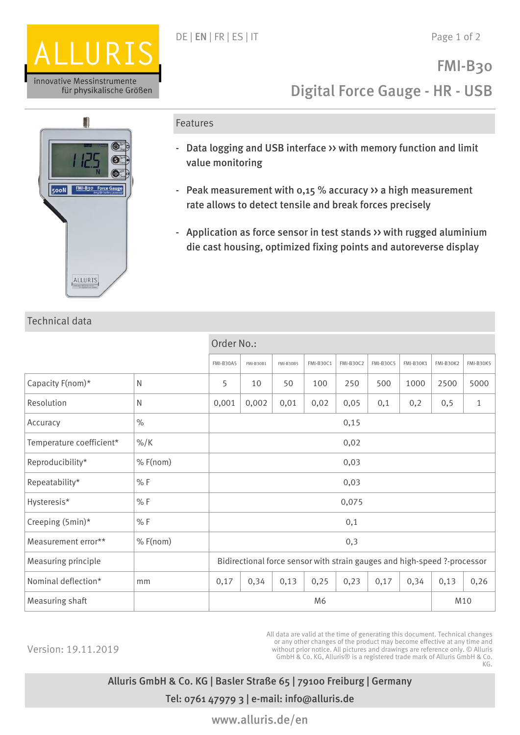ALLURIS

innovative Messinstrumente
für physikalische Größen

DE | **EN** | FR | ES | IT

# FMI-B30

## Digital Force Gauge - HR - USB

## Features

- Data logging and USB interface ›› with memory function and limit value monitoring
- Peak measurement with 0,15 % accuracy ›› a high measurement rate allows to detect tensile and break forces precisely
- Application as force sensor in test stands ›› with rugged aluminium die cast housing, optimized fixing points and autoreverse display

## Technical data

| | | Order No.: | | | | | | | | |
|---|---|---|---|---|---|---|---|---|---|---|
| | | FMI-B30A5 | FMI-B30B1 | FMI-B30B5 | FMI-B30C1 | FMI-B30C2 | FMI-B30C5 | FMI-B30K1 | FMI-B30K2 | FMI-B30K5 |
| Capacity F(nom)* | N | 5 | 10 | 50 | 100 | 250 | 500 | 1000 | 2500 | 5000 |
| Resolution | N | 0,001 | 0,002 | 0,01 | 0,02 | 0,05 | 0,1 | 0,2 | 0,5 | 1 |
| Accuracy | % | 0,15 | | | | | | | | |
| Temperature coefficient* | %/K | 0,02 | | | | | | | | |
| Reproducibility* | % F(nom) | 0,03 | | | | | | | | |
| Repeatability* | % F | 0,03 | | | | | | | | |
| Hysteresis* | % F | 0,075 | | | | | | | | |
| Creeping (5min)* | % F | 0,1 | | | | | | | | |
| Measurement error** | % F(nom) | 0,3 | | | | | | | | |
| Measuring principle | | Bidirectional force sensor with strain gauges and high-speed ?-processor | | | | | | | | |
| Nominal deflection* | mm | 0,17 | 0,34 | 0,13 | 0,25 | 0,23 | 0,17 | 0,34 | 0,13 | 0,26 |
| Measuring shaft | | M6 | | | | | | | M10 | |

Version: 19.11.2019

All data are valid at the time of generating this document. Technical changes or any other changes of the product may become effective at any time and without prior notice. All pictures and drawings are reference only. © Alluris GmbH & Co. KG, Alluris® is a registered trade mark of Alluris GmbH & Co. KG.

Alluris GmbH & Co. KG | Basler Straße 65 | 79100 Freiburg | Germany
Tel: 0761 47979 3 | e-mail: info@alluris.de

www.alluris.de/en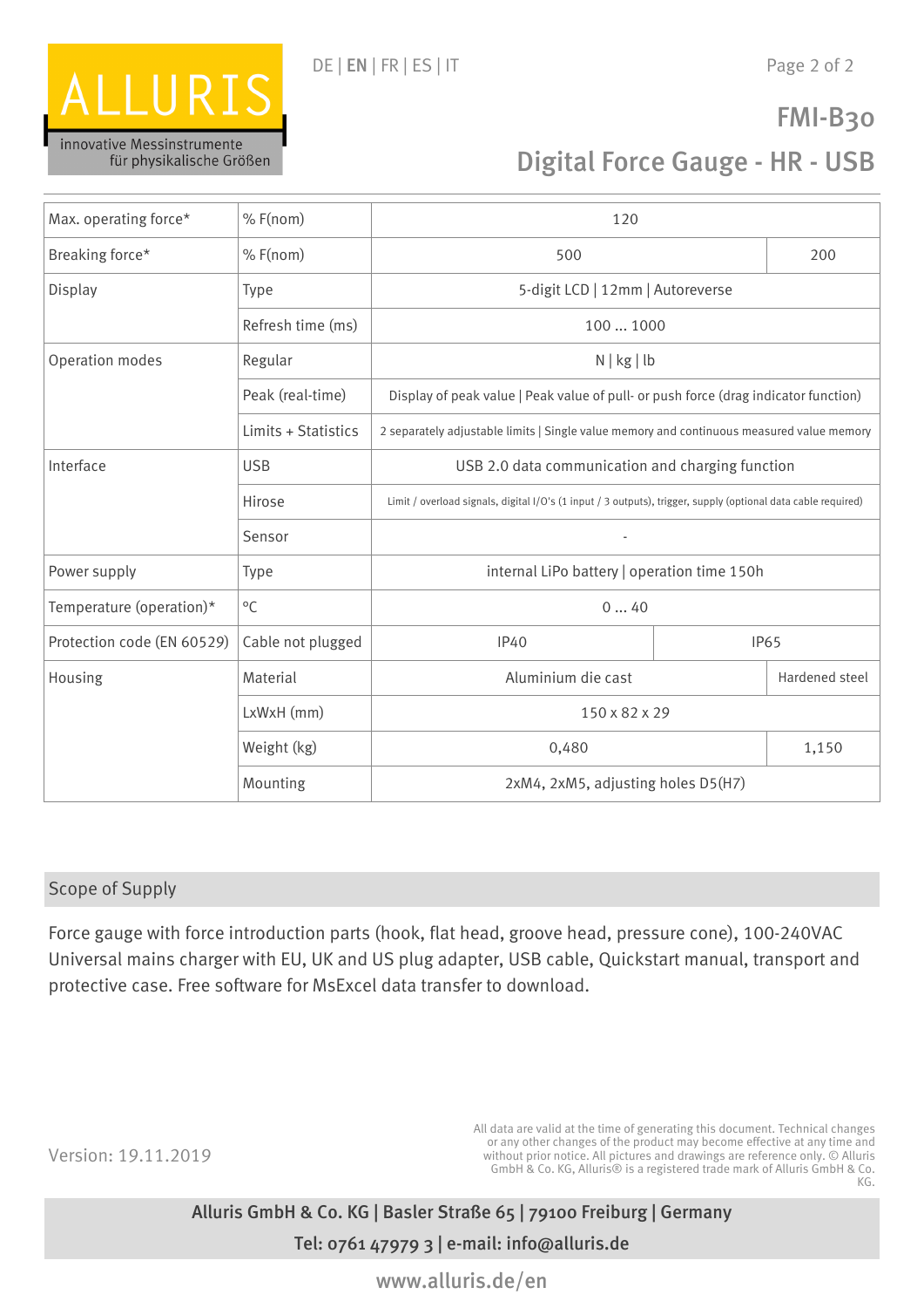# FMI-B30

## Digital Force Gauge - HR - USB

| | | | | |
|---|---|---|---|---|
| Max. operating force* | % F(nom) | 120 | | |
| Breaking force* | % F(nom) | 500 | | 200 |
| Display | Type | 5-digit LCD \| 12mm \| Autoreverse | | |
| | Refresh time (ms) | 100 ... 1000 | | |
| Operation modes | Regular | N \| kg \| lb | | |
| | Peak (real-time) | Display of peak value \| Peak value of pull- or push force (drag indicator function) | | |
| | Limits + Statistics | 2 separately adjustable limits \| Single value memory and continuous measured value memory | | |
| Interface | USB | USB 2.0 data communication and charging function | | |
| | Hirose | Limit / overload signals, digital I/O's (1 input / 3 outputs), trigger, supply (optional data cable required) | | |
| | Sensor | - | | |
| Power supply | Type | internal LiPo battery \| operation time 150h | | |
| Temperature (operation)* | °C | 0 ... 40 | | |
| Protection code (EN 60529) | Cable not plugged | IP40 | IP65 | |
| Housing | Material | Aluminium die cast | | Hardened steel |
| | LxWxH (mm) | 150 x 82 x 29 | | |
| | Weight (kg) | 0,480 | | 1,150 |
| | Mounting | 2xM4, 2xM5, adjusting holes D5(H7) | | |

## Scope of Supply

Force gauge with force introduction parts (hook, flat head, groove head, pressure cone), 100-240VAC Universal mains charger with EU, UK and US plug adapter, USB cable, Quickstart manual, transport and protective case. Free software for MsExcel data transfer to download.

Version: 19.11.2019

All data are valid at the time of generating this document. Technical changes or any other changes of the product may become effective at any time and without prior notice. All pictures and drawings are reference only. © Alluris GmbH & Co. KG, Alluris® is a registered trade mark of Alluris GmbH & Co. KG.

**Alluris GmbH & Co. KG | Basler Straße 65 | 79100 Freiburg | Germany**

**Tel: 0761 47979 3 | e-mail: info@alluris.de**

www.alluris.de/en